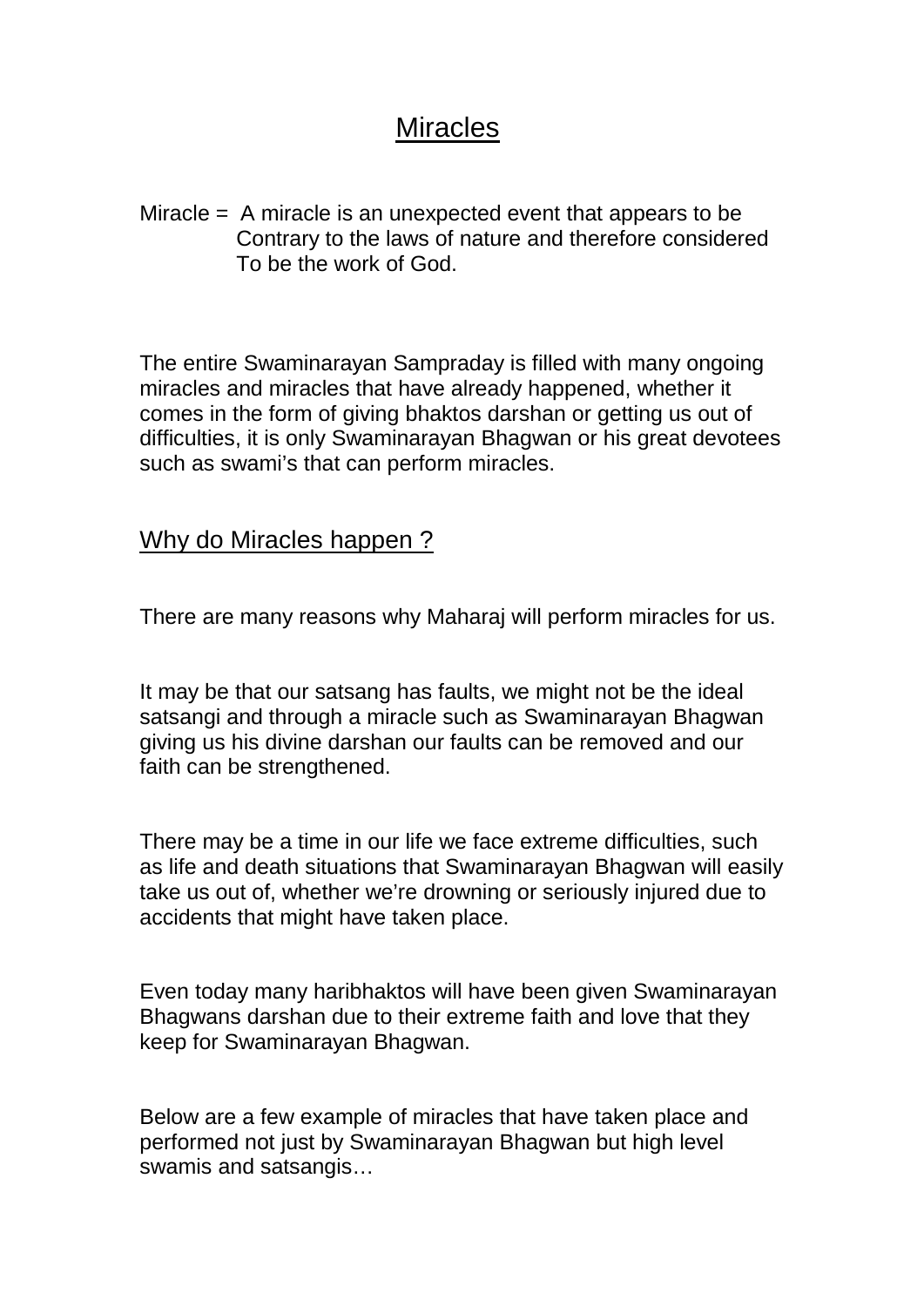# Miracles

Miracle = A miracle is an unexpected event that appears to be Contrary to the laws of nature and therefore considered To be the work of God.

The entire Swaminarayan Sampraday is filled with many ongoing miracles and miracles that have already happened, whether it comes in the form of giving bhaktos darshan or getting us out of difficulties, it is only Swaminarayan Bhagwan or his great devotees such as swami's that can perform miracles.

## Why do Miracles happen ?

There are many reasons why Maharaj will perform miracles for us.

It may be that our satsang has faults, we might not be the ideal satsangi and through a miracle such as Swaminarayan Bhagwan giving us his divine darshan our faults can be removed and our faith can be strengthened.

There may be a time in our life we face extreme difficulties, such as life and death situations that Swaminarayan Bhagwan will easily take us out of, whether we're drowning or seriously injured due to accidents that might have taken place.

Even today many haribhaktos will have been given Swaminarayan Bhagwans darshan due to their extreme faith and love that they keep for Swaminarayan Bhagwan.

Below are a few example of miracles that have taken place and performed not just by Swaminarayan Bhagwan but high level swamis and satsangis…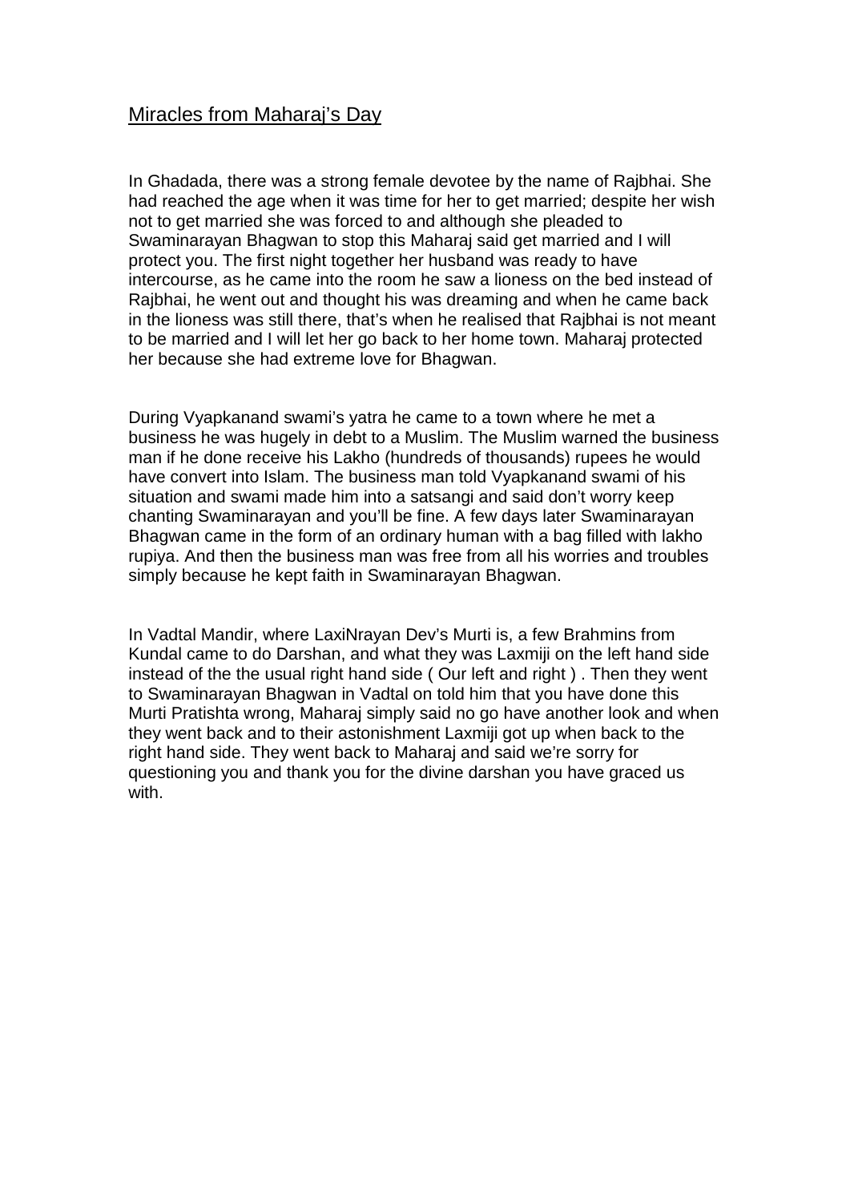## Miracles from Maharaj's Day

In Ghadada, there was a strong female devotee by the name of Rajbhai. She had reached the age when it was time for her to get married; despite her wish not to get married she was forced to and although she pleaded to Swaminarayan Bhagwan to stop this Maharaj said get married and I will protect you. The first night together her husband was ready to have intercourse, as he came into the room he saw a lioness on the bed instead of Rajbhai, he went out and thought his was dreaming and when he came back in the lioness was still there, that's when he realised that Rajbhai is not meant to be married and I will let her go back to her home town. Maharaj protected her because she had extreme love for Bhagwan.

During Vyapkanand swami's yatra he came to a town where he met a business he was hugely in debt to a Muslim. The Muslim warned the business man if he done receive his Lakho (hundreds of thousands) rupees he would have convert into Islam. The business man told Vyapkanand swami of his situation and swami made him into a satsangi and said don't worry keep chanting Swaminarayan and you'll be fine. A few days later Swaminarayan Bhagwan came in the form of an ordinary human with a bag filled with lakho rupiya. And then the business man was free from all his worries and troubles simply because he kept faith in Swaminarayan Bhagwan.

In Vadtal Mandir, where LaxiNrayan Dev's Murti is, a few Brahmins from Kundal came to do Darshan, and what they was Laxmiji on the left hand side instead of the the usual right hand side ( Our left and right ) . Then they went to Swaminarayan Bhagwan in Vadtal on told him that you have done this Murti Pratishta wrong, Maharaj simply said no go have another look and when they went back and to their astonishment Laxmiji got up when back to the right hand side. They went back to Maharaj and said we're sorry for questioning you and thank you for the divine darshan you have graced us with.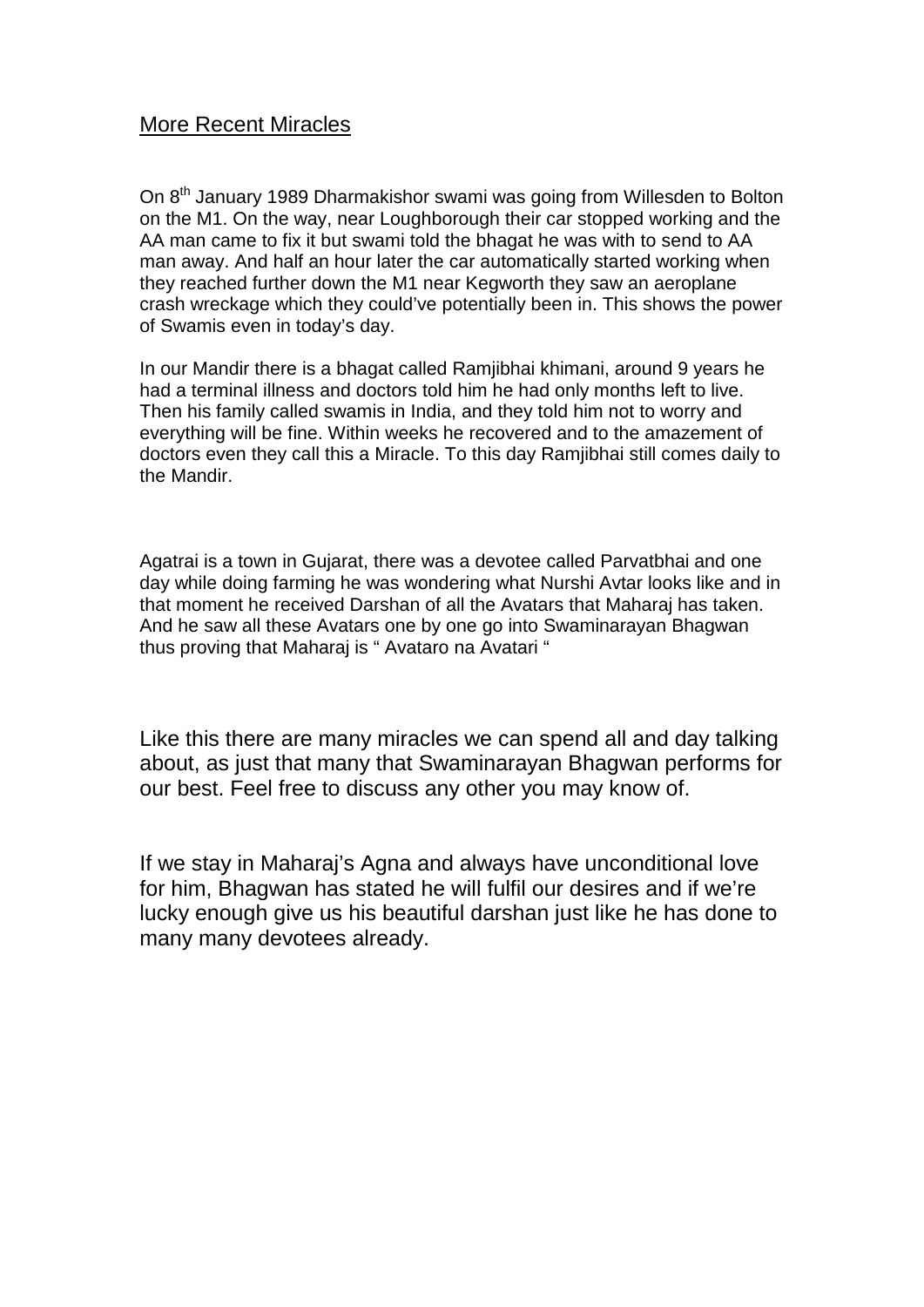## More Recent Miracles

On 8th January 1989 Dharmakishor swami was going from Willesden to Bolton on the M1. On the way, near Loughborough their car stopped working and the AA man came to fix it but swami told the bhagat he was with to send to AA man away. And half an hour later the car automatically started working when they reached further down the M1 near Kegworth they saw an aeroplane crash wreckage which they could've potentially been in. This shows the power of Swamis even in today's day.

In our Mandir there is a bhagat called Ramjibhai khimani, around 9 years he had a terminal illness and doctors told him he had only months left to live. Then his family called swamis in India, and they told him not to worry and everything will be fine. Within weeks he recovered and to the amazement of doctors even they call this a Miracle. To this day Ramjibhai still comes daily to the Mandir.

Agatrai is a town in Gujarat, there was a devotee called Parvatbhai and one day while doing farming he was wondering what Nurshi Avtar looks like and in that moment he received Darshan of all the Avatars that Maharaj has taken. And he saw all these Avatars one by one go into Swaminarayan Bhagwan thus proving that Maharaj is " Avataro na Avatari "

Like this there are many miracles we can spend all and day talking about, as just that many that Swaminarayan Bhagwan performs for our best. Feel free to discuss any other you may know of.

If we stay in Maharaj's Agna and always have unconditional love for him, Bhagwan has stated he will fulfil our desires and if we're lucky enough give us his beautiful darshan just like he has done to many many devotees already.